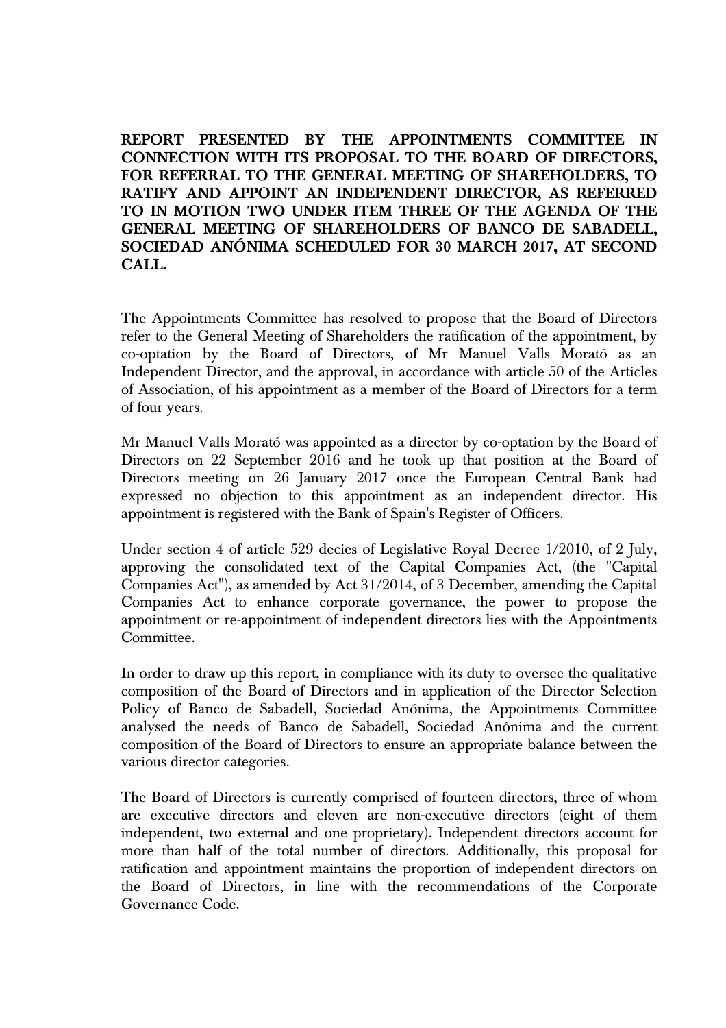**REPORT PRESENTED BY THE APPOINTMENTS COMMITTEE IN CONNECTION WITH ITS PROPOSAL TO THE BOARD OF DIRECTORS, FOR REFERRAL TO THE GENERAL MEETING OF SHAREHOLDERS, TO RATIFY AND APPOINT AN INDEPENDENT DIRECTOR, AS REFERRED TO IN MOTION TWO UNDER ITEM THREE OF THE AGENDA OF THE GENERAL MEETING OF SHAREHOLDERS OF BANCO DE SABADELL, SOCIEDAD ANÓNIMA SCHEDULED FOR 30 MARCH 2017, AT SECOND CALL.**

The Appointments Committee has resolved to propose that the Board of Directors refer to the General Meeting of Shareholders the ratification of the appointment, by co-optation by the Board of Directors, of Mr Manuel Valls Morató as an Independent Director, and the approval, in accordance with article 50 of the Articles of Association, of his appointment as a member of the Board of Directors for a term of four years.

Mr Manuel Valls Morató was appointed as a director by co-optation by the Board of Directors on 22 September 2016 and he took up that position at the Board of Directors meeting on 26 January 2017 once the European Central Bank had expressed no objection to this appointment as an independent director. His appointment is registered with the Bank of Spain's Register of Officers.

Under section 4 of article 529 decies of Legislative Royal Decree 1/2010, of 2 July, approving the consolidated text of the Capital Companies Act, (the "Capital Companies Act"), as amended by Act 31/2014, of 3 December, amending the Capital Companies Act to enhance corporate governance, the power to propose the appointment or re-appointment of independent directors lies with the Appointments Committee.

In order to draw up this report, in compliance with its duty to oversee the qualitative composition of the Board of Directors and in application of the Director Selection Policy of Banco de Sabadell, Sociedad Anónima, the Appointments Committee analysed the needs of Banco de Sabadell, Sociedad Anónima and the current composition of the Board of Directors to ensure an appropriate balance between the various director categories.

The Board of Directors is currently comprised of fourteen directors, three of whom are executive directors and eleven are non-executive directors (eight of them independent, two external and one proprietary). Independent directors account for more than half of the total number of directors. Additionally, this proposal for ratification and appointment maintains the proportion of independent directors on the Board of Directors, in line with the recommendations of the Corporate Governance Code.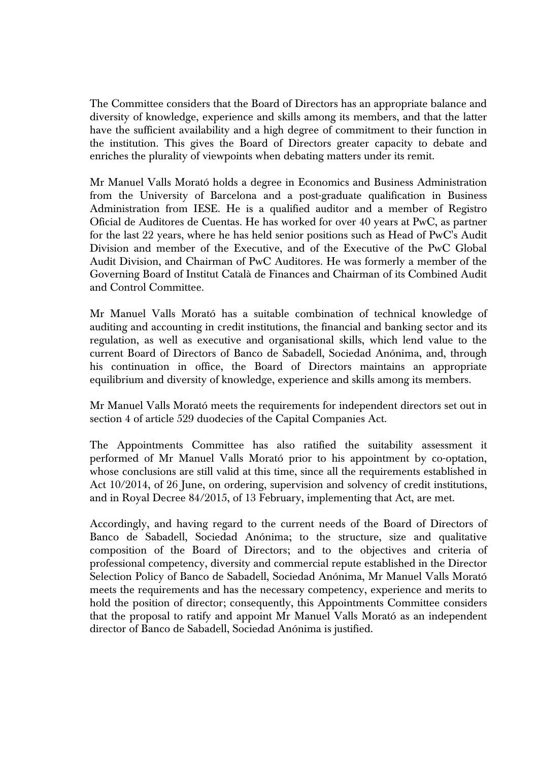The Committee considers that the Board of Directors has an appropriate balance and diversity of knowledge, experience and skills among its members, and that the latter have the sufficient availability and a high degree of commitment to their function in the institution. This gives the Board of Directors greater capacity to debate and enriches the plurality of viewpoints when debating matters under its remit.

Mr Manuel Valls Morató holds a degree in Economics and Business Administration from the University of Barcelona and a post-graduate qualification in Business Administration from IESE. He is a qualified auditor and a member of Registro Oficial de Auditores de Cuentas. He has worked for over 40 years at PwC, as partner for the last 22 years, where he has held senior positions such as Head of PwC's Audit Division and member of the Executive, and of the Executive of the PwC Global Audit Division, and Chairman of PwC Auditores. He was formerly a member of the Governing Board of Institut Català de Finances and Chairman of its Combined Audit and Control Committee.

Mr Manuel Valls Morató has a suitable combination of technical knowledge of auditing and accounting in credit institutions, the financial and banking sector and its regulation, as well as executive and organisational skills, which lend value to the current Board of Directors of Banco de Sabadell, Sociedad Anónima, and, through his continuation in office, the Board of Directors maintains an appropriate equilibrium and diversity of knowledge, experience and skills among its members.

Mr Manuel Valls Morató meets the requirements for independent directors set out in section 4 of article 529 duodecies of the Capital Companies Act.

The Appointments Committee has also ratified the suitability assessment it performed of Mr Manuel Valls Morató prior to his appointment by co-optation, whose conclusions are still valid at this time, since all the requirements established in Act 10/2014, of 26 June, on ordering, supervision and solvency of credit institutions, and in Royal Decree 84/2015, of 13 February, implementing that Act, are met.

Accordingly, and having regard to the current needs of the Board of Directors of Banco de Sabadell, Sociedad Anónima; to the structure, size and qualitative composition of the Board of Directors; and to the objectives and criteria of professional competency, diversity and commercial repute established in the Director Selection Policy of Banco de Sabadell, Sociedad Anónima, Mr Manuel Valls Morató meets the requirements and has the necessary competency, experience and merits to hold the position of director; consequently, this Appointments Committee considers that the proposal to ratify and appoint Mr Manuel Valls Morató as an independent director of Banco de Sabadell, Sociedad Anónima is justified.